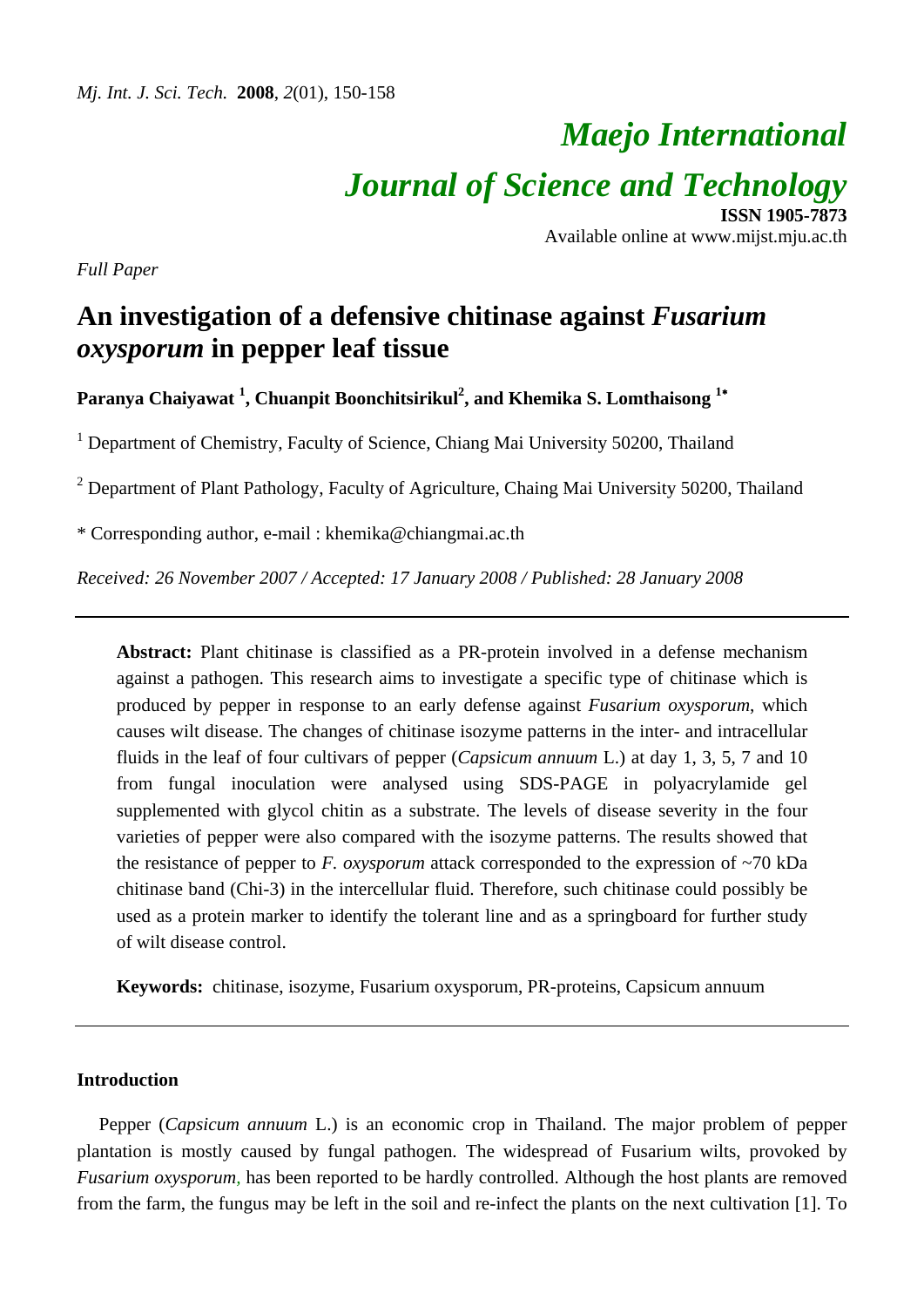*Full Paper*

# An investigation of a defensive chitinase against *Fusarium oxysporum* in pepper leaf tissue

**Paranya Chaiyawat [1], Chuanpit Boonchitsirikul[2], and Khemika S. Lomthaisong [1*]**

[1] Department of Chemistry, Faculty of Science, Chiang Mai University 50200, Thailand

[2] Department of Plant Pathology, Faculty of Agriculture, Chaing Mai University 50200, Thailand

\* Corresponding author, e-mail : khemika@chiangmai.ac.th

*Received: 26 November 2007 / Accepted: 17 January 2008 / Published: 28 January 2008*

---

**Abstract:** Plant chitinase is classified as a PR-protein involved in a defense mechanism against a pathogen. This research aims to investigate a specific type of chitinase which is produced by pepper in response to an early defense against *Fusarium oxysporum*, which causes wilt disease. The changes of chitinase isozyme patterns in the inter- and intracellular fluids in the leaf of four cultivars of pepper (*Capsicum annuum* L.) at day 1, 3, 5, 7 and 10 from fungal inoculation were analysed using SDS-PAGE in polyacrylamide gel supplemented with glycol chitin as a substrate. The levels of disease severity in the four varieties of pepper were also compared with the isozyme patterns. The results showed that the resistance of pepper to *F. oxysporum* attack corresponded to the expression of ~70 kDa chitinase band (Chi-3) in the intercellular fluid. Therefore, such chitinase could possibly be used as a protein marker to identify the tolerant line and as a springboard for further study of wilt disease control.

**Keywords:** chitinase, isozyme, Fusarium oxysporum, PR-proteins, Capsicum annuum

---

## Introduction

Pepper (*Capsicum annuum* L.) is an economic crop in Thailand. The major problem of pepper plantation is mostly caused by fungal pathogen. The widespread of Fusarium wilts, provoked by *Fusarium oxysporum*, has been reported to be hardly controlled. Although the host plants are removed from the farm, the fungus may be left in the soil and re-infect the plants on the next cultivation [1]. To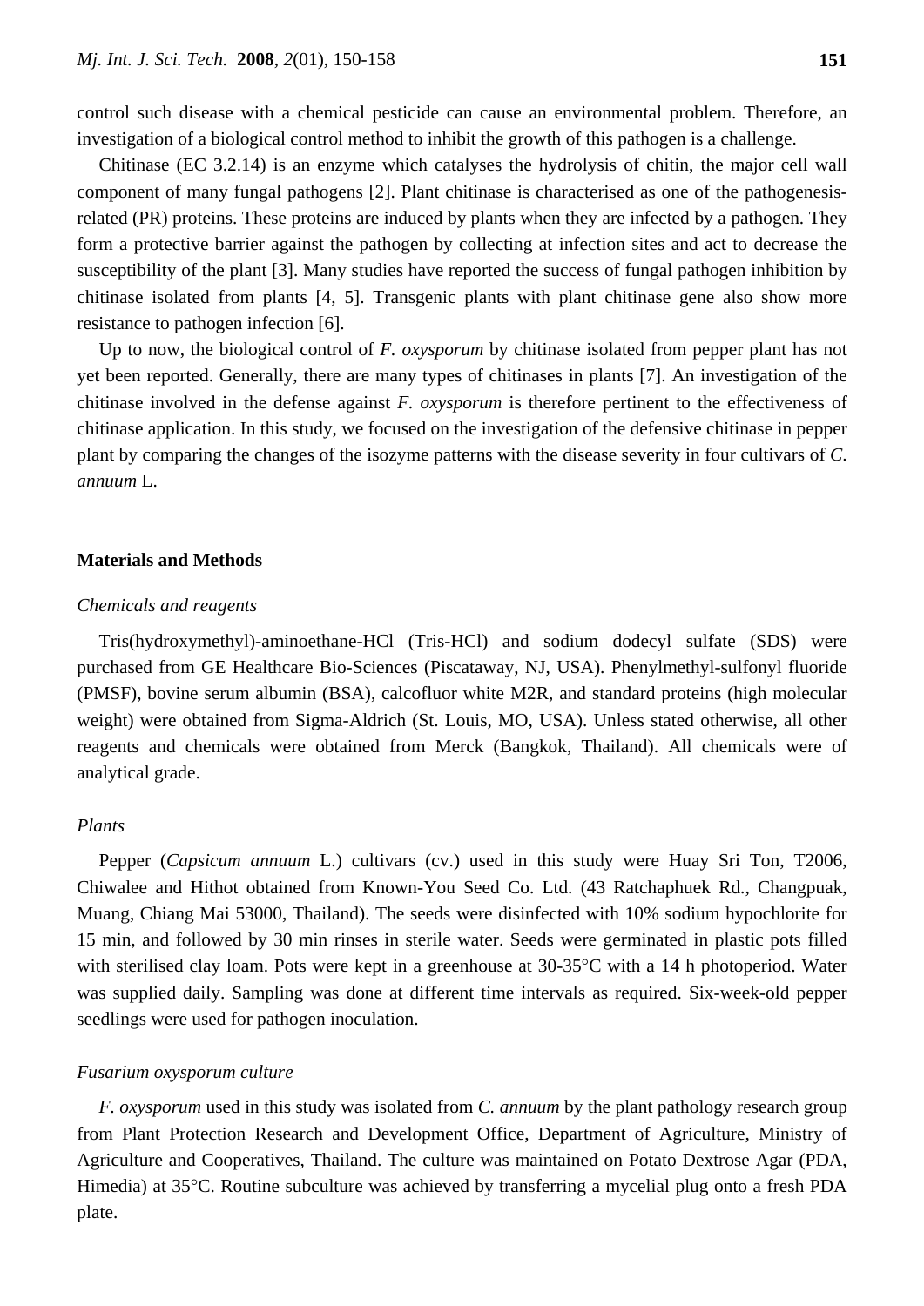control such disease with a chemical pesticide can cause an environmental problem. Therefore, an investigation of a biological control method to inhibit the growth of this pathogen is a challenge.

Chitinase (EC 3.2.14) is an enzyme which catalyses the hydrolysis of chitin, the major cell wall component of many fungal pathogens [2]. Plant chitinase is characterised as one of the pathogenesis-related (PR) proteins. These proteins are induced by plants when they are infected by a pathogen. They form a protective barrier against the pathogen by collecting at infection sites and act to decrease the susceptibility of the plant [3]. Many studies have reported the success of fungal pathogen inhibition by chitinase isolated from plants [4, 5]. Transgenic plants with plant chitinase gene also show more resistance to pathogen infection [6].

Up to now, the biological control of *F. oxysporum* by chitinase isolated from pepper plant has not yet been reported. Generally, there are many types of chitinases in plants [7]. An investigation of the chitinase involved in the defense against *F. oxysporum* is therefore pertinent to the effectiveness of chitinase application. In this study, we focused on the investigation of the defensive chitinase in pepper plant by comparing the changes of the isozyme patterns with the disease severity in four cultivars of *C. annuum* L.

## Materials and Methods

### *Chemicals and reagents*

Tris(hydroxymethyl)-aminoethane-HCl (Tris-HCl) and sodium dodecyl sulfate (SDS) were purchased from GE Healthcare Bio-Sciences (Piscataway, NJ, USA). Phenylmethyl-sulfonyl fluoride (PMSF), bovine serum albumin (BSA), calcofluor white M2R, and standard proteins (high molecular weight) were obtained from Sigma-Aldrich (St. Louis, MO, USA). Unless stated otherwise, all other reagents and chemicals were obtained from Merck (Bangkok, Thailand). All chemicals were of analytical grade.

### *Plants*

Pepper (*Capsicum annuum* L.) cultivars (cv.) used in this study were Huay Sri Ton, T2006, Chiwalee and Hithot obtained from Known-You Seed Co. Ltd. (43 Ratchaphuek Rd., Changpuak, Muang, Chiang Mai 53000, Thailand). The seeds were disinfected with 10% sodium hypochlorite for 15 min, and followed by 30 min rinses in sterile water. Seeds were germinated in plastic pots filled with sterilised clay loam. Pots were kept in a greenhouse at 30-35°C with a 14 h photoperiod. Water was supplied daily. Sampling was done at different time intervals as required. Six-week-old pepper seedlings were used for pathogen inoculation.

### *Fusarium oxysporum culture*

*F. oxysporum* used in this study was isolated from *C. annuum* by the plant pathology research group from Plant Protection Research and Development Office, Department of Agriculture, Ministry of Agriculture and Cooperatives, Thailand. The culture was maintained on Potato Dextrose Agar (PDA, Himedia) at 35°C. Routine subculture was achieved by transferring a mycelial plug onto a fresh PDA plate.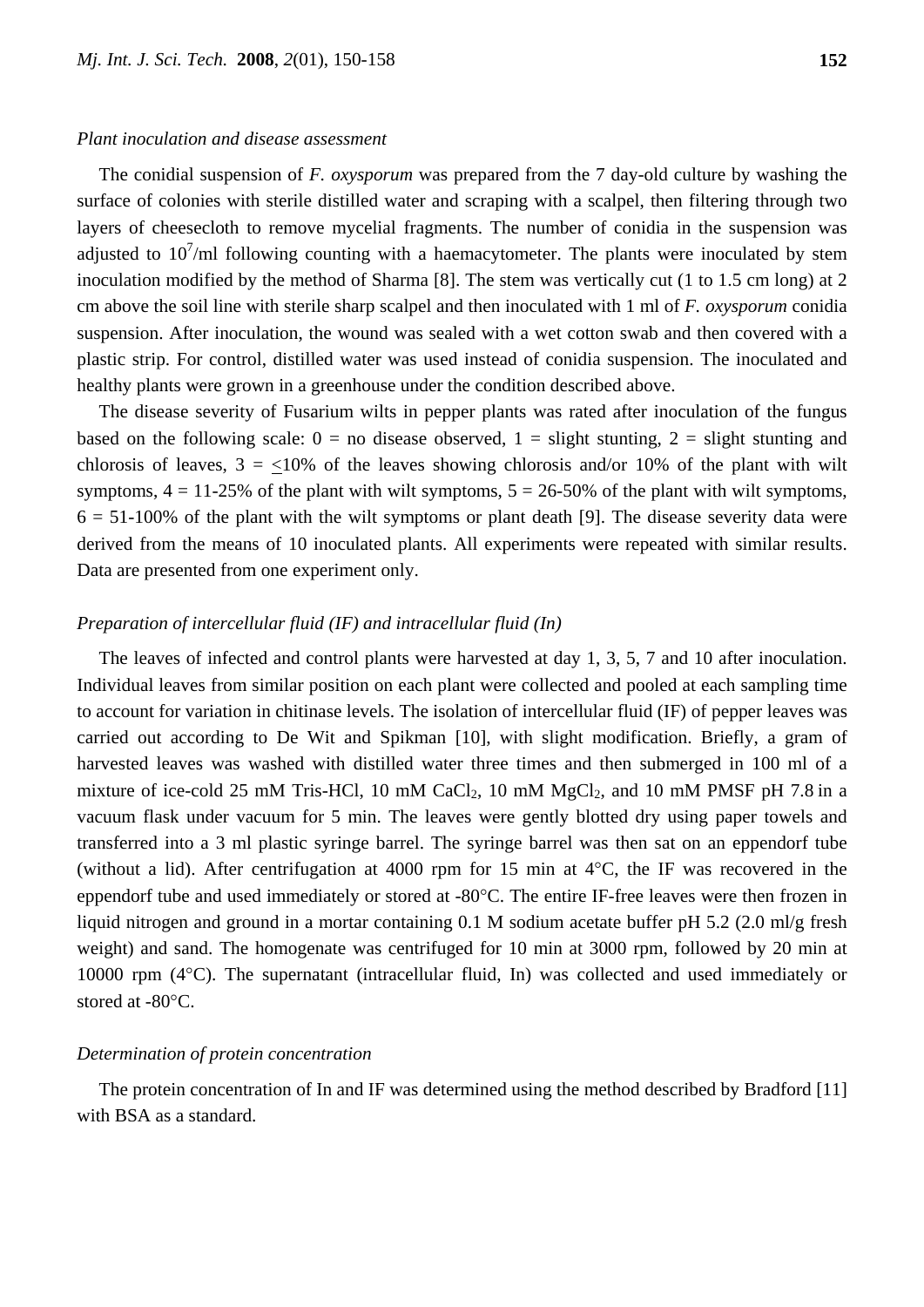*Plant inoculation and disease assessment*

The conidial suspension of *F. oxysporum* was prepared from the 7 day-old culture by washing the surface of colonies with sterile distilled water and scraping with a scalpel, then filtering through two layers of cheesecloth to remove mycelial fragments. The number of conidia in the suspension was adjusted to $10^7$/ml following counting with a haemacytometer. The plants were inoculated by stem inoculation modified by the method of Sharma [8]. The stem was vertically cut (1 to 1.5 cm long) at 2 cm above the soil line with sterile sharp scalpel and then inoculated with 1 ml of *F. oxysporum* conidia suspension. After inoculation, the wound was sealed with a wet cotton swab and then covered with a plastic strip. For control, distilled water was used instead of conidia suspension. The inoculated and healthy plants were grown in a greenhouse under the condition described above.

The disease severity of Fusarium wilts in pepper plants was rated after inoculation of the fungus based on the following scale: 0 = no disease observed, 1 = slight stunting, 2 = slight stunting and chlorosis of leaves, 3 = $\leq$10% of the leaves showing chlorosis and/or 10% of the plant with wilt symptoms, 4 = 11-25% of the plant with wilt symptoms, 5 = 26-50% of the plant with wilt symptoms, 6 = 51-100% of the plant with the wilt symptoms or plant death [9]. The disease severity data were derived from the means of 10 inoculated plants. All experiments were repeated with similar results. Data are presented from one experiment only.

*Preparation of intercellular fluid (IF) and intracellular fluid (In)*

The leaves of infected and control plants were harvested at day 1, 3, 5, 7 and 10 after inoculation. Individual leaves from similar position on each plant were collected and pooled at each sampling time to account for variation in chitinase levels. The isolation of intercellular fluid (IF) of pepper leaves was carried out according to De Wit and Spikman [10], with slight modification. Briefly, a gram of harvested leaves was washed with distilled water three times and then submerged in 100 ml of a mixture of ice-cold 25 mM Tris-HCl, 10 mM $CaCl_2$, 10 mM $MgCl_2$, and 10 mM PMSF pH 7.8 in a vacuum flask under vacuum for 5 min. The leaves were gently blotted dry using paper towels and transferred into a 3 ml plastic syringe barrel. The syringe barrel was then sat on an eppendorf tube (without a lid). After centrifugation at 4000 rpm for 15 min at 4°C, the IF was recovered in the eppendorf tube and used immediately or stored at -80°C. The entire IF-free leaves were then frozen in liquid nitrogen and ground in a mortar containing 0.1 M sodium acetate buffer pH 5.2 (2.0 ml/g fresh weight) and sand. The homogenate was centrifuged for 10 min at 3000 rpm, followed by 20 min at 10000 rpm (4°C). The supernatant (intracellular fluid, In) was collected and used immediately or stored at -80°C.

*Determination of protein concentration*

The protein concentration of In and IF was determined using the method described by Bradford [11] with BSA as a standard.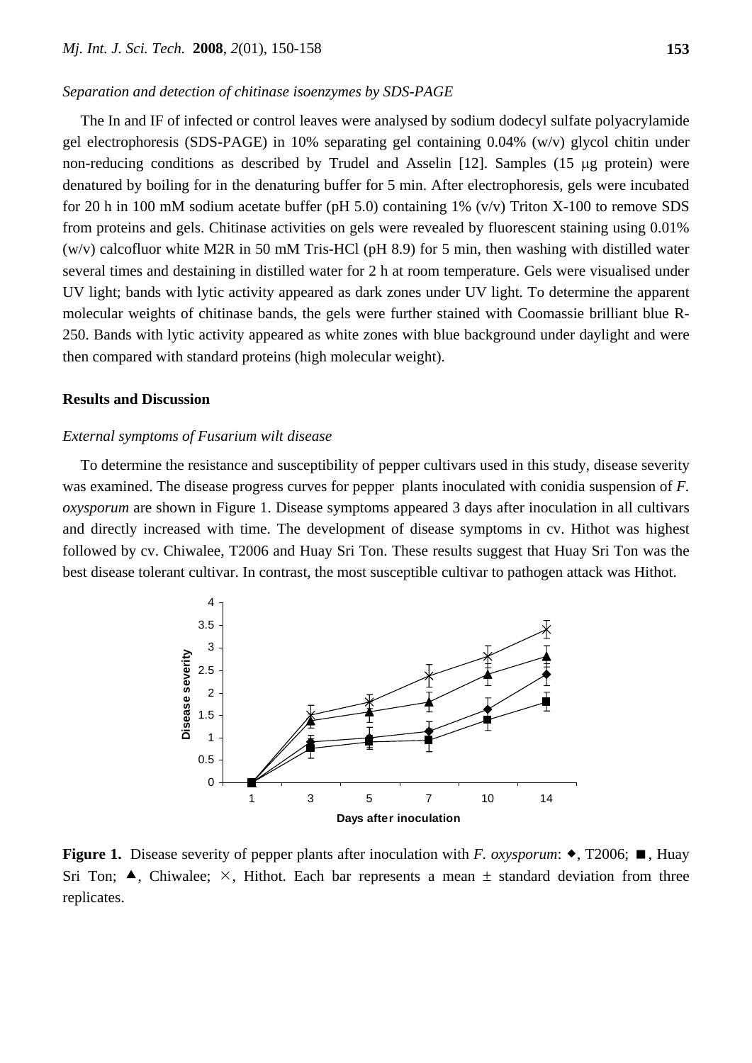### *Separation and detection of chitinase isoenzymes by SDS-PAGE*

The In and IF of infected or control leaves were analysed by sodium dodecyl sulfate polyacrylamide gel electrophoresis (SDS-PAGE) in 10% separating gel containing 0.04% (w/v) glycol chitin under non-reducing conditions as described by Trudel and Asselin [12]. Samples (15 μg protein) were denatured by boiling for in the denaturing buffer for 5 min. After electrophoresis, gels were incubated for 20 h in 100 mM sodium acetate buffer (pH 5.0) containing 1% (v/v) Triton X-100 to remove SDS from proteins and gels. Chitinase activities on gels were revealed by fluorescent staining using 0.01% (w/v) calcofluor white M2R in 50 mM Tris-HCl (pH 8.9) for 5 min, then washing with distilled water several times and destaining in distilled water for 2 h at room temperature. Gels were visualised under UV light; bands with lytic activity appeared as dark zones under UV light. To determine the apparent molecular weights of chitinase bands, the gels were further stained with Coomassie brilliant blue R-250. Bands with lytic activity appeared as white zones with blue background under daylight and were then compared with standard proteins (high molecular weight).

## Results and Discussion

### *External symptoms of Fusarium wilt disease*

To determine the resistance and susceptibility of pepper cultivars used in this study, disease severity was examined. The disease progress curves for pepper plants inoculated with conidia suspension of *F. oxysporum* are shown in Figure 1. Disease symptoms appeared 3 days after inoculation in all cultivars and directly increased with time. The development of disease symptoms in cv. Hithot was highest followed by cv. Chiwalee, T2006 and Huay Sri Ton. These results suggest that Huay Sri Ton was the best disease tolerant cultivar. In contrast, the most susceptible cultivar to pathogen attack was Hithot.

**Figure 1.** Disease severity of pepper plants after inoculation with *F. oxysporum*: ◆, T2006; ■, Huay Sri Ton; ▲, Chiwalee; ×, Hithot. Each bar represents a mean ± standard deviation from three replicates.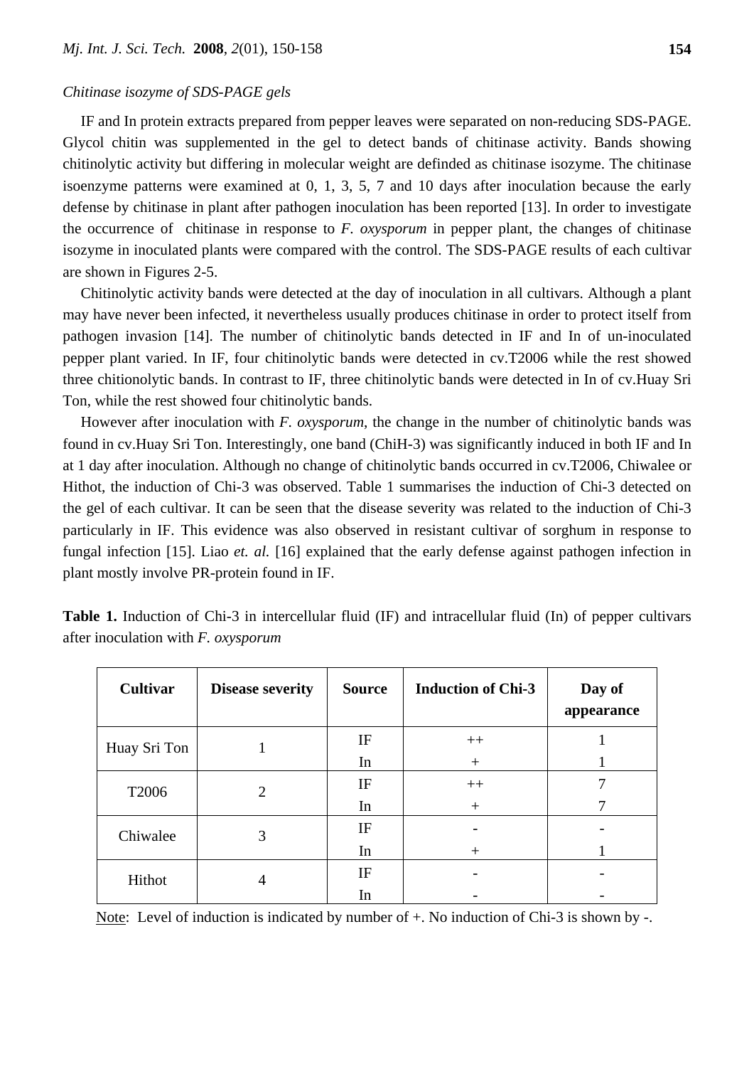*Chitinase isozyme of SDS-PAGE gels*

IF and In protein extracts prepared from pepper leaves were separated on non-reducing SDS-PAGE. Glycol chitin was supplemented in the gel to detect bands of chitinase activity. Bands showing chitinolytic activity but differing in molecular weight are definded as chitinase isozyme. The chitinase isoenzyme patterns were examined at 0, 1, 3, 5, 7 and 10 days after inoculation because the early defense by chitinase in plant after pathogen inoculation has been reported [13]. In order to investigate the occurrence of chitinase in response to *F. oxysporum* in pepper plant, the changes of chitinase isozyme in inoculated plants were compared with the control. The SDS-PAGE results of each cultivar are shown in Figures 2-5.

Chitinolytic activity bands were detected at the day of inoculation in all cultivars. Although a plant may have never been infected, it nevertheless usually produces chitinase in order to protect itself from pathogen invasion [14]. The number of chitinolytic bands detected in IF and In of un-inoculated pepper plant varied. In IF, four chitinolytic bands were detected in cv.T2006 while the rest showed three chitionolytic bands. In contrast to IF, three chitinolytic bands were detected in In of cv.Huay Sri Ton, while the rest showed four chitinolytic bands.

However after inoculation with *F. oxysporum*, the change in the number of chitinolytic bands was found in cv.Huay Sri Ton. Interestingly, one band (ChiH-3) was significantly induced in both IF and In at 1 day after inoculation. Although no change of chitinolytic bands occurred in cv.T2006, Chiwalee or Hithot, the induction of Chi-3 was observed. Table 1 summarises the induction of Chi-3 detected on the gel of each cultivar. It can be seen that the disease severity was related to the induction of Chi-3 particularly in IF. This evidence was also observed in resistant cultivar of sorghum in response to fungal infection [15]. Liao *et. al.* [16] explained that the early defense against pathogen infection in plant mostly involve PR-protein found in IF.

**Table 1.** Induction of Chi-3 in intercellular fluid (IF) and intracellular fluid (In) of pepper cultivars after inoculation with *F. oxysporum*

| Cultivar | Disease severity | Source | Induction of Chi-3 | Day of appearance |
|---|---|---|---|---|
| Huay Sri Ton | 1 | IF | ++ | 1 |
| | | In | + | 1 |
| T2006 | 2 | IF | ++ | 7 |
| | | In | + | 7 |
| Chiwalee | 3 | IF | - | - |
| | | In | + | 1 |
| Hithot | 4 | IF | - | - |
| | | In | - | - |

Note: Level of induction is indicated by number of +. No induction of Chi-3 is shown by -.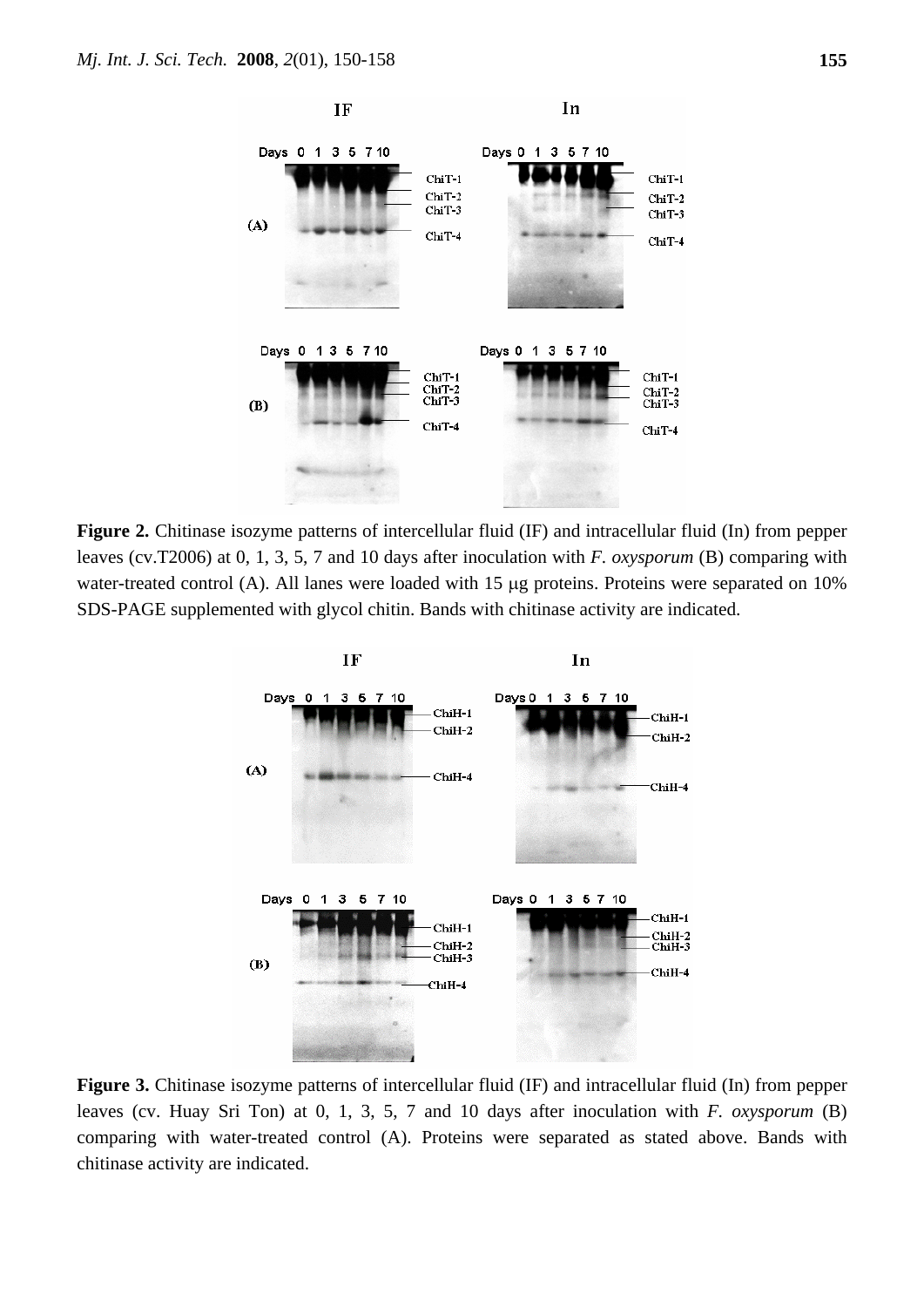**Figure 2.** Chitinase isozyme patterns of intercellular fluid (IF) and intracellular fluid (In) from pepper leaves (cv.T2006) at 0, 1, 3, 5, 7 and 10 days after inoculation with *F. oxysporum* (B) comparing with water-treated control (A). All lanes were loaded with 15 μg proteins. Proteins were separated on 10% SDS-PAGE supplemented with glycol chitin. Bands with chitinase activity are indicated.

**Figure 3.** Chitinase isozyme patterns of intercellular fluid (IF) and intracellular fluid (In) from pepper leaves (cv. Huay Sri Ton) at 0, 1, 3, 5, 7 and 10 days after inoculation with *F. oxysporum* (B) comparing with water-treated control (A). Proteins were separated as stated above. Bands with chitinase activity are indicated.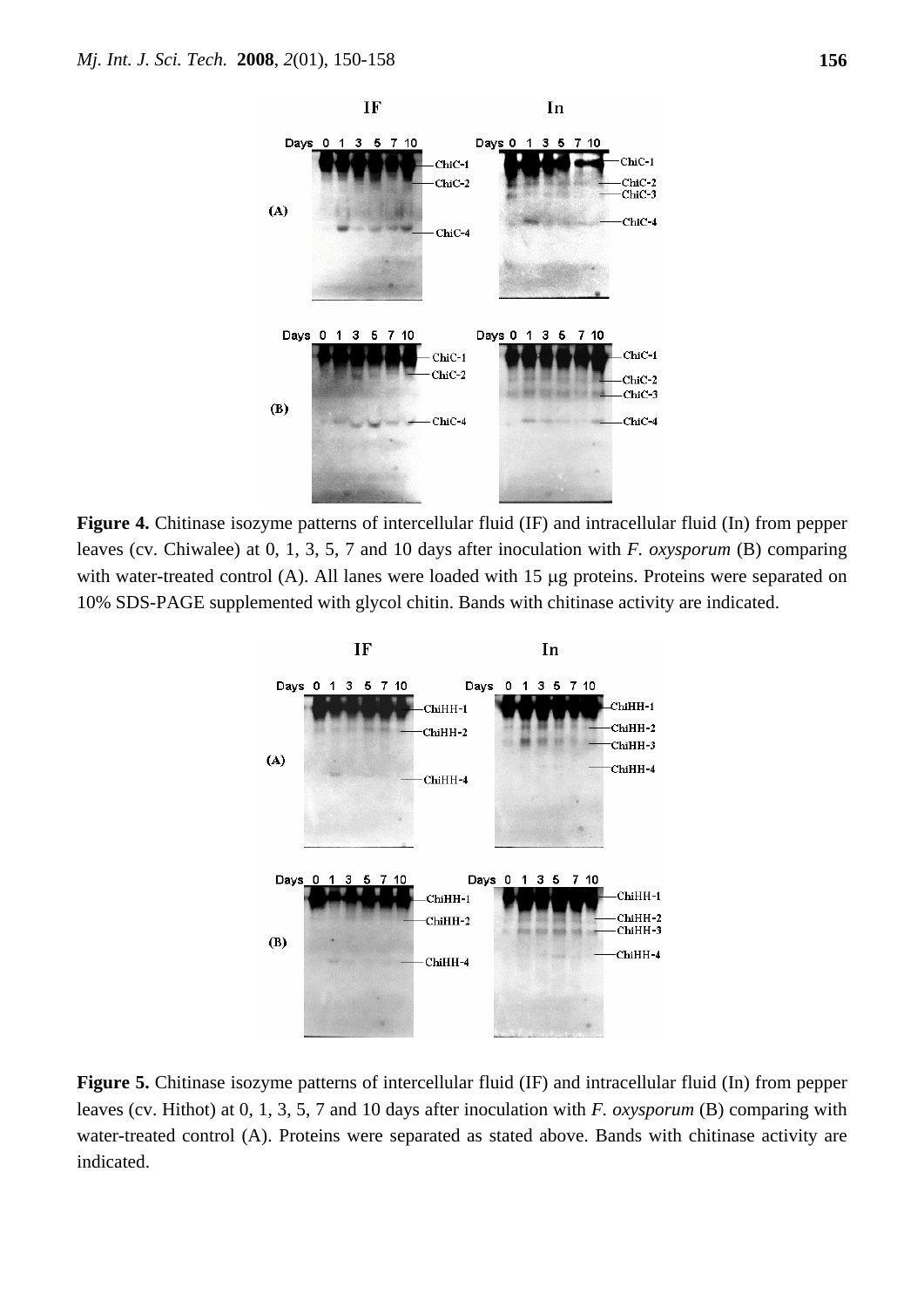**Figure 4.** Chitinase isozyme patterns of intercellular fluid (IF) and intracellular fluid (In) from pepper leaves (cv. Chiwalee) at 0, 1, 3, 5, 7 and 10 days after inoculation with *F. oxysporum* (B) comparing with water-treated control (A). All lanes were loaded with 15 μg proteins. Proteins were separated on 10% SDS-PAGE supplemented with glycol chitin. Bands with chitinase activity are indicated.

**Figure 5.** Chitinase isozyme patterns of intercellular fluid (IF) and intracellular fluid (In) from pepper leaves (cv. Hithot) at 0, 1, 3, 5, 7 and 10 days after inoculation with *F. oxysporum* (B) comparing with water-treated control (A). Proteins were separated as stated above. Bands with chitinase activity are indicated.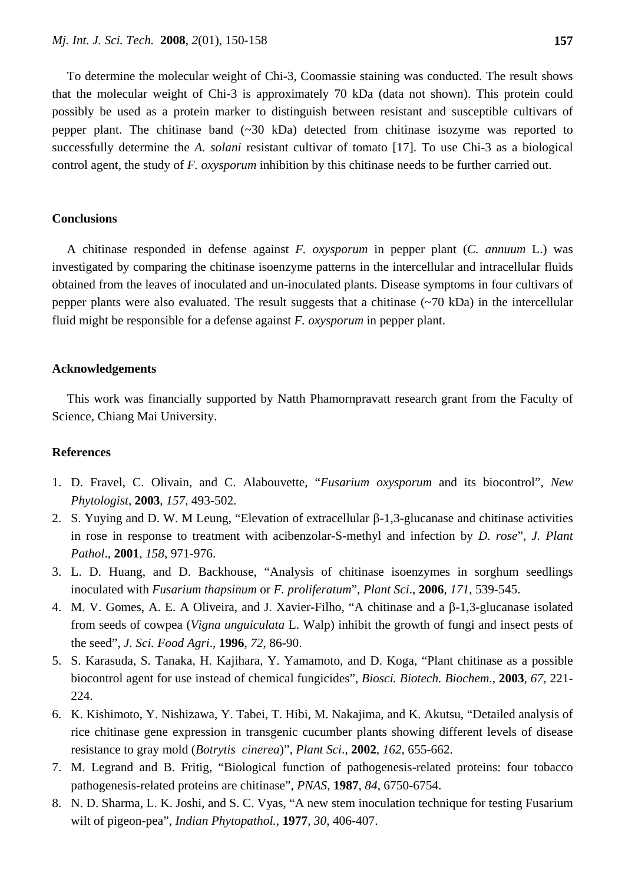To determine the molecular weight of Chi-3, Coomassie staining was conducted. The result shows that the molecular weight of Chi-3 is approximately 70 kDa (data not shown). This protein could possibly be used as a protein marker to distinguish between resistant and susceptible cultivars of pepper plant. The chitinase band (~30 kDa) detected from chitinase isozyme was reported to successfully determine the *A. solani* resistant cultivar of tomato [17]. To use Chi-3 as a biological control agent, the study of *F. oxysporum* inhibition by this chitinase needs to be further carried out.

## Conclusions

A chitinase responded in defense against *F. oxysporum* in pepper plant (*C. annuum* L.) was investigated by comparing the chitinase isoenzyme patterns in the intercellular and intracellular fluids obtained from the leaves of inoculated and un-inoculated plants. Disease symptoms in four cultivars of pepper plants were also evaluated. The result suggests that a chitinase (~70 kDa) in the intercellular fluid might be responsible for a defense against *F. oxysporum* in pepper plant.

## Acknowledgements

This work was financially supported by Natth Phamornpravatt research grant from the Faculty of Science, Chiang Mai University.

## References

1. D. Fravel, C. Olivain, and C. Alabouvette, "*Fusarium oxysporum* and its biocontrol", *New Phytologist*, **2003**, *157*, 493-502.
2. S. Yuying and D. W. M Leung, "Elevation of extracellular β-1,3-glucanase and chitinase activities in rose in response to treatment with acibenzolar-S-methyl and infection by *D. rose*", *J. Plant Pathol*., **2001**, *158*, 971-976.
3. L. D. Huang, and D. Backhouse, "Analysis of chitinase isoenzymes in sorghum seedlings inoculated with *Fusarium thapsinum* or *F. proliferatum*", *Plant Sci*., **2006**, *171*, 539-545.
4. M. V. Gomes, A. E. A Oliveira, and J. Xavier-Filho, "A chitinase and a β-1,3-glucanase isolated from seeds of cowpea (*Vigna unguiculata* L. Walp) inhibit the growth of fungi and insect pests of the seed", *J. Sci. Food Agri*., **1996**, *72*, 86-90.
5. S. Karasuda, S. Tanaka, H. Kajihara, Y. Yamamoto, and D. Koga, "Plant chitinase as a possible biocontrol agent for use instead of chemical fungicides", *Biosci. Biotech. Biochem*., **2003**, *67*, 221-224.
6. K. Kishimoto, Y. Nishizawa, Y. Tabei, T. Hibi, M. Nakajima, and K. Akutsu, "Detailed analysis of rice chitinase gene expression in transgenic cucumber plants showing different levels of disease resistance to gray mold (*Botrytis cinerea*)", *Plant Sci*., **2002**, *162*, 655-662.
7. M. Legrand and B. Fritig, "Biological function of pathogenesis-related proteins: four tobacco pathogenesis-related proteins are chitinase", *PNAS*, **1987**, *84*, 6750-6754.
8. N. D. Sharma, L. K. Joshi, and S. C. Vyas, "A new stem inoculation technique for testing Fusarium wilt of pigeon-pea", *Indian Phytopathol.*, **1977**, *30*, 406-407.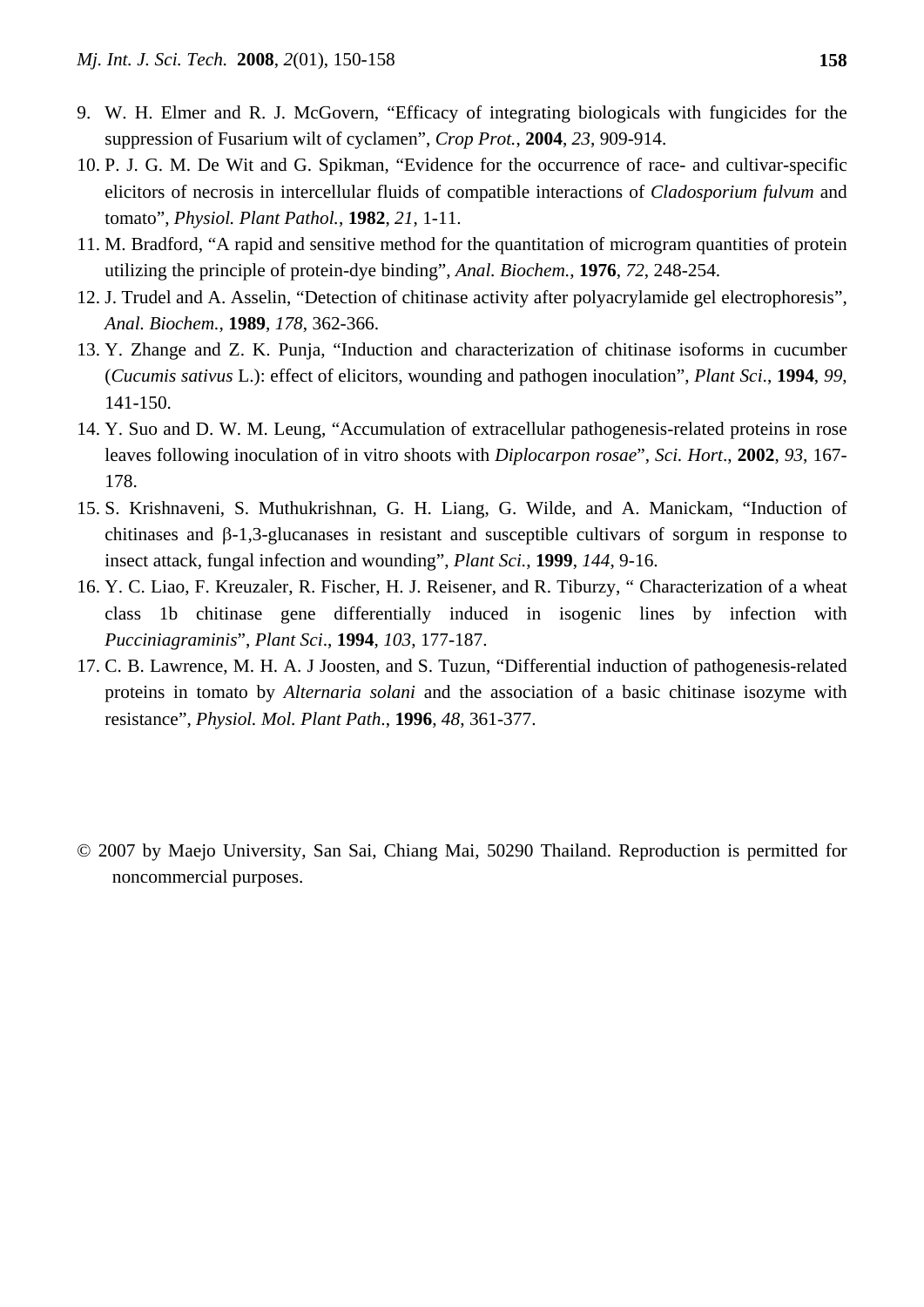9. W. H. Elmer and R. J. McGovern, "Efficacy of integrating biologicals with fungicides for the suppression of Fusarium wilt of cyclamen", *Crop Prot.*, **2004**, *23*, 909-914.
10. P. J. G. M. De Wit and G. Spikman, "Evidence for the occurrence of race- and cultivar-specific elicitors of necrosis in intercellular fluids of compatible interactions of *Cladosporium fulvum* and tomato", *Physiol. Plant Pathol.*, **1982**, *21*, 1-11.
11. M. Bradford, "A rapid and sensitive method for the quantitation of microgram quantities of protein utilizing the principle of protein-dye binding", *Anal. Biochem.*, **1976**, *72*, 248-254.
12. J. Trudel and A. Asselin, "Detection of chitinase activity after polyacrylamide gel electrophoresis", *Anal. Biochem.*, **1989**, *178*, 362-366.
13. Y. Zhange and Z. K. Punja, "Induction and characterization of chitinase isoforms in cucumber (*Cucumis sativus* L.): effect of elicitors, wounding and pathogen inoculation", *Plant Sci*., **1994**, *99*, 141-150.
14. Y. Suo and D. W. M. Leung, "Accumulation of extracellular pathogenesis-related proteins in rose leaves following inoculation of in vitro shoots with *Diplocarpon rosae*", *Sci. Hort*., **2002**, *93*, 167-178.
15. S. Krishnaveni, S. Muthukrishnan, G. H. Liang, G. Wilde, and A. Manickam, "Induction of chitinases and β-1,3-glucanases in resistant and susceptible cultivars of sorgum in response to insect attack, fungal infection and wounding", *Plant Sci.*, **1999**, *144*, 9-16.
16. Y. C. Liao, F. Kreuzaler, R. Fischer, H. J. Reisener, and R. Tiburzy, " Characterization of a wheat class 1b chitinase gene differentially induced in isogenic lines by infection with *Pucciniagraminis*", *Plant Sci*., **1994**, *103*, 177-187.
17. C. B. Lawrence, M. H. A. J Joosten, and S. Tuzun, "Differential induction of pathogenesis-related proteins in tomato by *Alternaria solani* and the association of a basic chitinase isozyme with resistance", *Physiol. Mol. Plant Path.*, **1996**, *48*, 361-377.

© 2007 by Maejo University, San Sai, Chiang Mai, 50290 Thailand. Reproduction is permitted for noncommercial purposes.